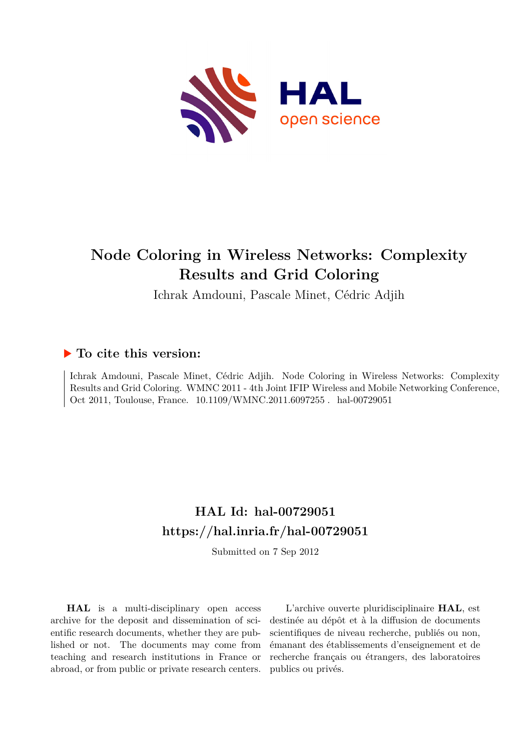# Node Coloring in Wireless Networks: Complexity Results and Grid Coloring

Ichrak Amdouni, Pascale Minet, Cédric Adjih

## ▶ To cite this version:

Ichrak Amdouni, Pascale Minet, Cédric Adjih. Node Coloring in Wireless Networks: Complexity Results and Grid Coloring. WMNC 2011 - 4th Joint IFIP Wireless and Mobile Networking Conference, Oct 2011, Toulouse, France. 10.1109/WMNC.2011.6097255 . hal-00729051

## HAL Id: hal-00729051
## https://hal.inria.fr/hal-00729051

Submitted on 7 Sep 2012

**HAL** is a multi-disciplinary open access archive for the deposit and dissemination of scientific research documents, whether they are published or not. The documents may come from teaching and research institutions in France or abroad, or from public or private research centers.

L'archive ouverte pluridisciplinaire **HAL**, est destinée au dépôt et à la diffusion de documents scientifiques de niveau recherche, publiés ou non, émanant des établissements d'enseignement et de recherche français ou étrangers, des laboratoires publics ou privés.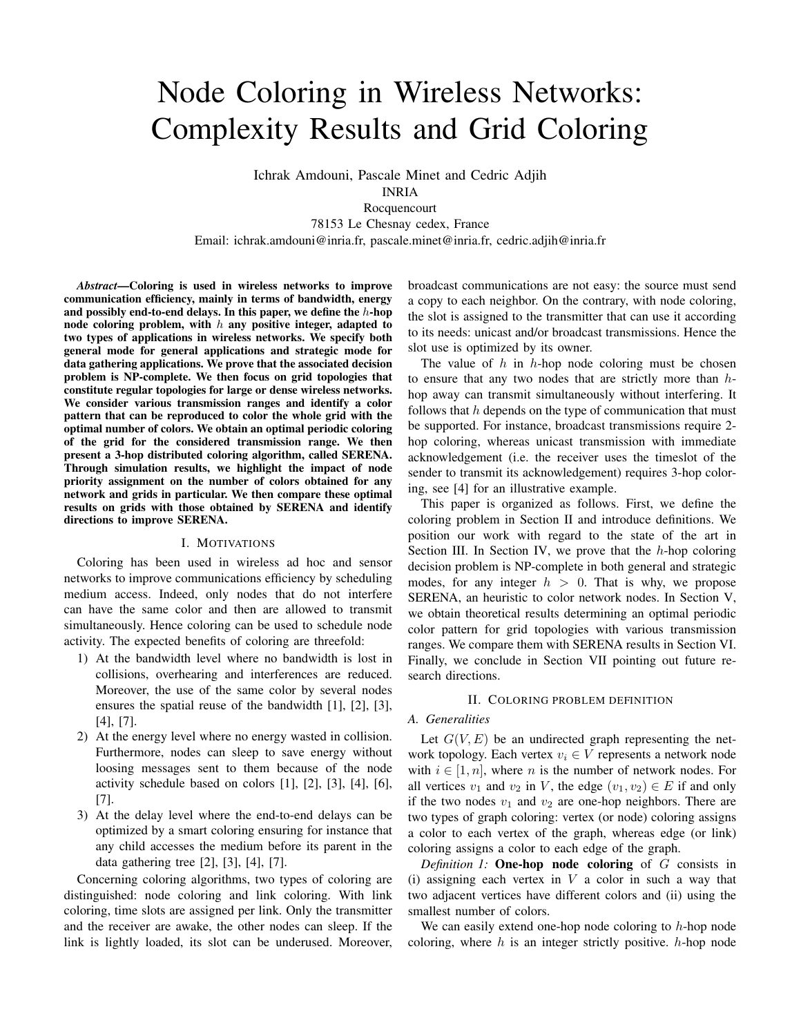# Node Coloring in Wireless Networks: Complexity Results and Grid Coloring

Ichrak Amdouni, Pascale Minet and Cedric Adjih
INRIA
Rocquencourt
78153 Le Chesnay cedex, France
Email: ichrak.amdouni@inria.fr, pascale.minet@inria.fr, cedric.adjih@inria.fr

***Abstract*—Coloring is used in wireless networks to improve communication efficiency, mainly in terms of bandwidth, energy and possibly end-to-end delays. In this paper, we define the $h$-hop node coloring problem, with $h$ any positive integer, adapted to two types of applications in wireless networks. We specify both general mode for general applications and strategic mode for data gathering applications. We prove that the associated decision problem is NP-complete. We then focus on grid topologies that constitute regular topologies for large or dense wireless networks. We consider various transmission ranges and identify a color pattern that can be reproduced to color the whole grid with the optimal number of colors. We obtain an optimal periodic coloring of the grid for the considered transmission range. We then present a 3-hop distributed coloring algorithm, called SERENA. Through simulation results, we highlight the impact of node priority assignment on the number of colors obtained for any network and grids in particular. We then compare these optimal results on grids with those obtained by SERENA and identify directions to improve SERENA.**

## I. Motivations

Coloring has been used in wireless ad hoc and sensor networks to improve communications efficiency by scheduling medium access. Indeed, only nodes that do not interfere can have the same color and then are allowed to transmit simultaneously. Hence coloring can be used to schedule node activity. The expected benefits of coloring are threefold:

1) At the bandwidth level where no bandwidth is lost in collisions, overhearing and interferences are reduced. Moreover, the use of the same color by several nodes ensures the spatial reuse of the bandwidth [1], [2], [3], [4], [7].
2) At the energy level where no energy wasted in collision. Furthermore, nodes can sleep to save energy without loosing messages sent to them because of the node activity schedule based on colors [1], [2], [3], [4], [6], [7].
3) At the delay level where the end-to-end delays can be optimized by a smart coloring ensuring for instance that any child accesses the medium before its parent in the data gathering tree [2], [3], [4], [7].

Concerning coloring algorithms, two types of coloring are distinguished: node coloring and link coloring. With link coloring, time slots are assigned per link. Only the transmitter and the receiver are awake, the other nodes can sleep. If the link is lightly loaded, its slot can be underused. Moreover, broadcast communications are not easy: the source must send a copy to each neighbor. On the contrary, with node coloring, the slot is assigned to the transmitter that can use it according to its needs: unicast and/or broadcast transmissions. Hence the slot use is optimized by its owner.

The value of $h$ in $h$-hop node coloring must be chosen to ensure that any two nodes that are strictly more than $h$-hop away can transmit simultaneously without interfering. It follows that $h$ depends on the type of communication that must be supported. For instance, broadcast transmissions require 2-hop coloring, whereas unicast transmission with immediate acknowledgement (i.e. the receiver uses the timeslot of the sender to transmit its acknowledgement) requires 3-hop coloring, see [4] for an illustrative example.

This paper is organized as follows. First, we define the coloring problem in Section II and introduce definitions. We position our work with regard to the state of the art in Section III. In Section IV, we prove that the $h$-hop coloring decision problem is NP-complete in both general and strategic modes, for any integer $h > 0$. That is why, we propose SERENA, an heuristic to color network nodes. In Section V, we obtain theoretical results determining an optimal periodic color pattern for grid topologies with various transmission ranges. We compare them with SERENA results in Section VI. Finally, we conclude in Section VII pointing out future research directions.

## II. Coloring problem definition

### A. Generalities

Let $G(V, E)$ be an undirected graph representing the network topology. Each vertex $v_i \in V$ represents a network node with $i \in [1, n]$, where $n$ is the number of network nodes. For all vertices $v_1$ and $v_2$ in $V$, the edge $(v_1, v_2) \in E$ if and only if the two nodes $v_1$ and $v_2$ are one-hop neighbors. There are two types of graph coloring: vertex (or node) coloring assigns a color to each vertex of the graph, whereas edge (or link) coloring assigns a color to each edge of the graph.

*Definition 1:* **One-hop node coloring** of $G$ consists in (i) assigning each vertex in $V$ a color in such a way that two adjacent vertices have different colors and (ii) using the smallest number of colors.

We can easily extend one-hop node coloring to $h$-hop node coloring, where $h$ is an integer strictly positive. $h$-hop node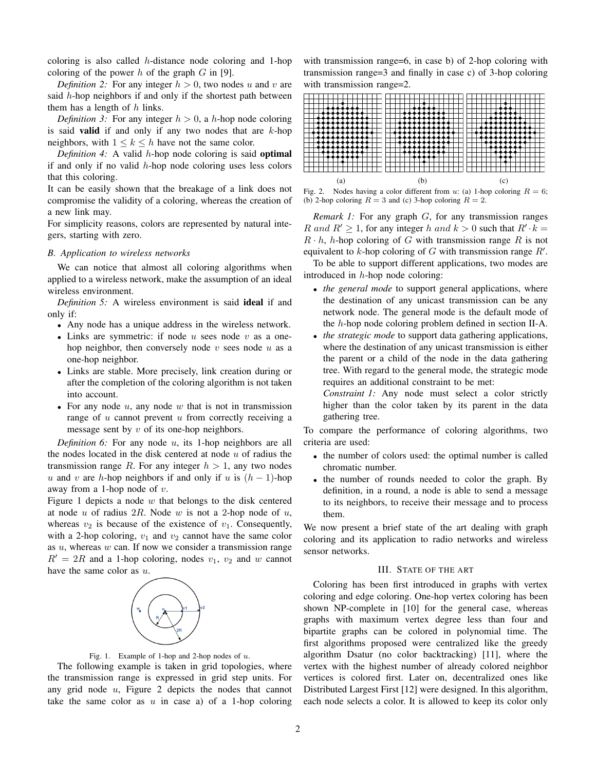coloring is also called $h$-distance node coloring and 1-hop coloring of the power $h$ of the graph $G$ in [9].

*Definition 2:* For any integer $h > 0$, two nodes $u$ and $v$ are said $h$-hop neighbors if and only if the shortest path between them has a length of $h$ links.

*Definition 3:* For any integer $h > 0$, a $h$-hop node coloring is said **valid** if and only if any two nodes that are $k$-hop neighbors, with $1 \leq k \leq h$ have not the same color.

*Definition 4:* A valid $h$-hop node coloring is said **optimal** if and only if no valid $h$-hop node coloring uses less colors that this coloring.

It can be easily shown that the breakage of a link does not compromise the validity of a coloring, whereas the creation of a new link may.

For simplicity reasons, colors are represented by natural integers, starting with zero.

### B. Application to wireless networks

We can notice that almost all coloring algorithms when applied to a wireless network, make the assumption of an ideal wireless environment.

*Definition 5:* A wireless environment is said **ideal** if and only if:

- Any node has a unique address in the wireless network.
- Links are symmetric: if node $u$ sees node $v$ as a one-hop neighbor, then conversely node $v$ sees node $u$ as a one-hop neighbor.
- Links are stable. More precisely, link creation during or after the completion of the coloring algorithm is not taken into account.
- For any node $u$, any node $w$ that is not in transmission range of $u$ cannot prevent $u$ from correctly receiving a message sent by $v$ of its one-hop neighbors.

*Definition 6:* For any node $u$, its 1-hop neighbors are all the nodes located in the disk centered at node $u$ of radius the transmission range $R$. For any integer $h > 1$, any two nodes $u$ and $v$ are $h$-hop neighbors if and only if $u$ is $(h-1)$-hop away from a 1-hop node of $v$.

Figure 1 depicts a node $w$ that belongs to the disk centered at node $u$ of radius $2R$. Node $w$ is not a 2-hop node of $u$, whereas $v_2$ is because of the existence of $v_1$. Consequently, with a 2-hop coloring, $v_1$ and $v_2$ cannot have the same color as $u$, whereas $w$ can. If now we consider a transmission range $R' = 2R$ and a 1-hop coloring, nodes $v_1$, $v_2$ and $w$ cannot have the same color as $u$.

Fig. 1. Example of 1-hop and 2-hop nodes of $u$.

The following example is taken in grid topologies, where the transmission range is expressed in grid step units. For any grid node $u$, Figure 2 depicts the nodes that cannot take the same color as $u$ in case a) of a 1-hop coloring with transmission range=6, in case b) of 2-hop coloring with transmission range=3 and finally in case c) of 3-hop coloring with transmission range=2.

Fig. 2. Nodes having a color different from $u$: (a) 1-hop coloring $R = 6$; (b) 2-hop coloring $R = 3$ and (c) 3-hop coloring $R = 2$.

*Remark 1:* For any graph $G$, for any transmission ranges $R$ *and* $R' \geq 1$, for any integer $h$ *and* $k > 0$ such that $R' \cdot k = R \cdot h$, $h$-hop coloring of $G$ with transmission range $R$ is not equivalent to $k$-hop coloring of $G$ with transmission range $R'$.

To be able to support different applications, two modes are introduced in $h$-hop node coloring:

- *the general mode* to support general applications, where the destination of any unicast transmission can be any network node. The general mode is the default mode of the $h$-hop node coloring problem defined in section II-A.
- *the strategic mode* to support data gathering applications, where the destination of any unicast transmission is either the parent or a child of the node in the data gathering tree. With regard to the general mode, the strategic mode requires an additional constraint to be met:

  *Constraint 1:* Any node must select a color strictly higher than the color taken by its parent in the data gathering tree.

To compare the performance of coloring algorithms, two criteria are used:

- the number of colors used: the optimal number is called chromatic number.
- the number of rounds needed to color the graph. By definition, in a round, a node is able to send a message to its neighbors, to receive their message and to process them.

We now present a brief state of the art dealing with graph coloring and its application to radio networks and wireless sensor networks.

## III. State of the art

Coloring has been first introduced in graphs with vertex coloring and edge coloring. One-hop vertex coloring has been shown NP-complete in [10] for the general case, whereas graphs with maximum vertex degree less than four and bipartite graphs can be colored in polynomial time. The first algorithms proposed were centralized like the greedy algorithm Dsatur (no color backtracking) [11], where the vertex with the highest number of already colored neighbor vertices is colored first. Later on, decentralized ones like Distributed Largest First [12] were designed. In this algorithm, each node selects a color. It is allowed to keep its color only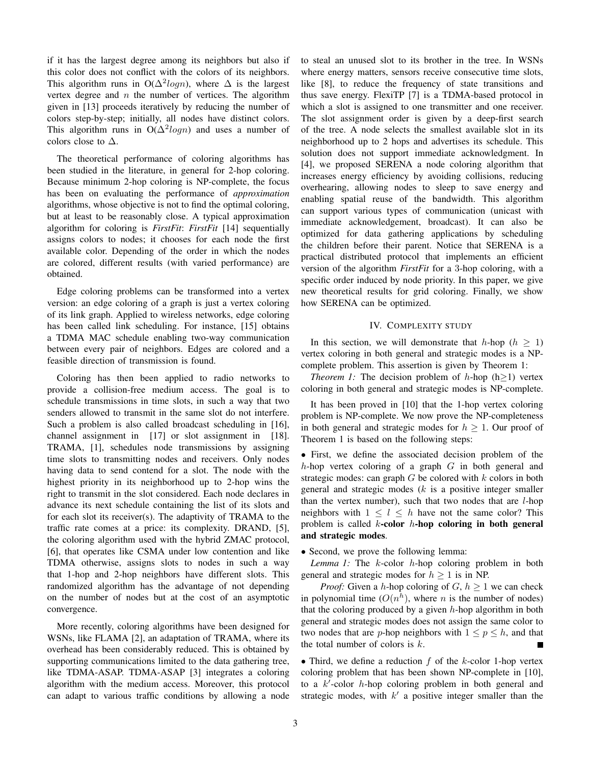if it has the largest degree among its neighbors but also if this color does not conflict with the colors of its neighbors. This algorithm runs in O($\Delta^2 logn$), where $\Delta$ is the largest vertex degree and $n$ the number of vertices. The algorithm given in [13] proceeds iteratively by reducing the number of colors step-by-step; initially, all nodes have distinct colors. This algorithm runs in O($\Delta^2 logn$) and uses a number of colors close to $\Delta$.

The theoretical performance of coloring algorithms has been studied in the literature, in general for 2-hop coloring. Because minimum 2-hop coloring is NP-complete, the focus has been on evaluating the performance of *approximation* algorithms, whose objective is not to find the optimal coloring, but at least to be reasonably close. A typical approximation algorithm for coloring is *FirstFit*: *FirstFit* [14] sequentially assigns colors to nodes; it chooses for each node the first available color. Depending of the order in which the nodes are colored, different results (with varied performance) are obtained.

Edge coloring problems can be transformed into a vertex version: an edge coloring of a graph is just a vertex coloring of its link graph. Applied to wireless networks, edge coloring has been called link scheduling. For instance, [15] obtains a TDMA MAC schedule enabling two-way communication between every pair of neighbors. Edges are colored and a feasible direction of transmission is found.

Coloring has then been applied to radio networks to provide a collision-free medium access. The goal is to schedule transmissions in time slots, in such a way that two senders allowed to transmit in the same slot do not interfere. Such a problem is also called broadcast scheduling in [16], channel assignment in [17] or slot assignment in [18]. TRAMA, [1], schedules node transmissions by assigning time slots to transmitting nodes and receivers. Only nodes having data to send contend for a slot. The node with the highest priority in its neighborhood up to 2-hop wins the right to transmit in the slot considered. Each node declares in advance its next schedule containing the list of its slots and for each slot its receiver(s). The adaptivity of TRAMA to the traffic rate comes at a price: its complexity. DRAND, [5], the coloring algorithm used with the hybrid ZMAC protocol, [6], that operates like CSMA under low contention and like TDMA otherwise, assigns slots to nodes in such a way that 1-hop and 2-hop neighbors have different slots. This randomized algorithm has the advantage of not depending on the number of nodes but at the cost of an asymptotic convergence.

More recently, coloring algorithms have been designed for WSNs, like FLAMA [2], an adaptation of TRAMA, where its overhead has been considerably reduced. This is obtained by supporting communications limited to the data gathering tree, like TDMA-ASAP. TDMA-ASAP [3] integrates a coloring algorithm with the medium access. Moreover, this protocol can adapt to various traffic conditions by allowing a node to steal an unused slot to its brother in the tree. In WSNs where energy matters, sensors receive consecutive time slots, like [8], to reduce the frequency of state transitions and thus save energy. FlexiTP [7] is a TDMA-based protocol in which a slot is assigned to one transmitter and one receiver. The slot assignment order is given by a deep-first search of the tree. A node selects the smallest available slot in its neighborhood up to 2 hops and advertises its schedule. This solution does not support immediate acknowledgment. In [4], we proposed SERENA a node coloring algorithm that increases energy efficiency by avoiding collisions, reducing overhearing, allowing nodes to sleep to save energy and enabling spatial reuse of the bandwidth. This algorithm can support various types of communication (unicast with immediate acknowledgement, broadcast). It can also be optimized for data gathering applications by scheduling the children before their parent. Notice that SERENA is a practical distributed protocol that implements an efficient version of the algorithm *FirstFit* for a 3-hop coloring, with a specific order induced by node priority. In this paper, we give new theoretical results for grid coloring. Finally, we show how SERENA can be optimized.

## IV. Complexity study

In this section, we will demonstrate that $h$-hop ($h \geq 1$) vertex coloring in both general and strategic modes is a NP-complete problem. This assertion is given by Theorem 1:

*Theorem 1:* The decision problem of $h$-hop (h≥1) vertex coloring in both general and strategic modes is NP-complete.

It has been proved in [10] that the 1-hop vertex coloring problem is NP-complete. We now prove the NP-completeness in both general and strategic modes for $h \geq 1$. Our proof of Theorem 1 is based on the following steps:

• First, we define the associated decision problem of the $h$-hop vertex coloring of a graph $G$ in both general and strategic modes: can graph $G$ be colored with $k$ colors in both general and strategic modes ($k$ is a positive integer smaller than the vertex number), such that two nodes that are $l$-hop neighbors with $1 \leq l \leq h$ have not the same color? This problem is called **$k$-color $h$-hop coloring in both general and strategic modes**.

• Second, we prove the following lemma:

*Lemma 1:* The $k$-color $h$-hop coloring problem in both general and strategic modes for $h \geq 1$ is in NP.

*Proof:* Given a $h$-hop coloring of $G$, $h \geq 1$ we can check in polynomial time ($O(n^h)$, where $n$ is the number of nodes) that the coloring produced by a given $h$-hop algorithm in both general and strategic modes does not assign the same color to two nodes that are $p$-hop neighbors with $1 \leq p \leq h$, and that the total number of colors is $k$. ■

• Third, we define a reduction $f$ of the $k$-color 1-hop vertex coloring problem that has been shown NP-complete in [10], to a $k'$-color $h$-hop coloring problem in both general and strategic modes, with $k'$ a positive integer smaller than the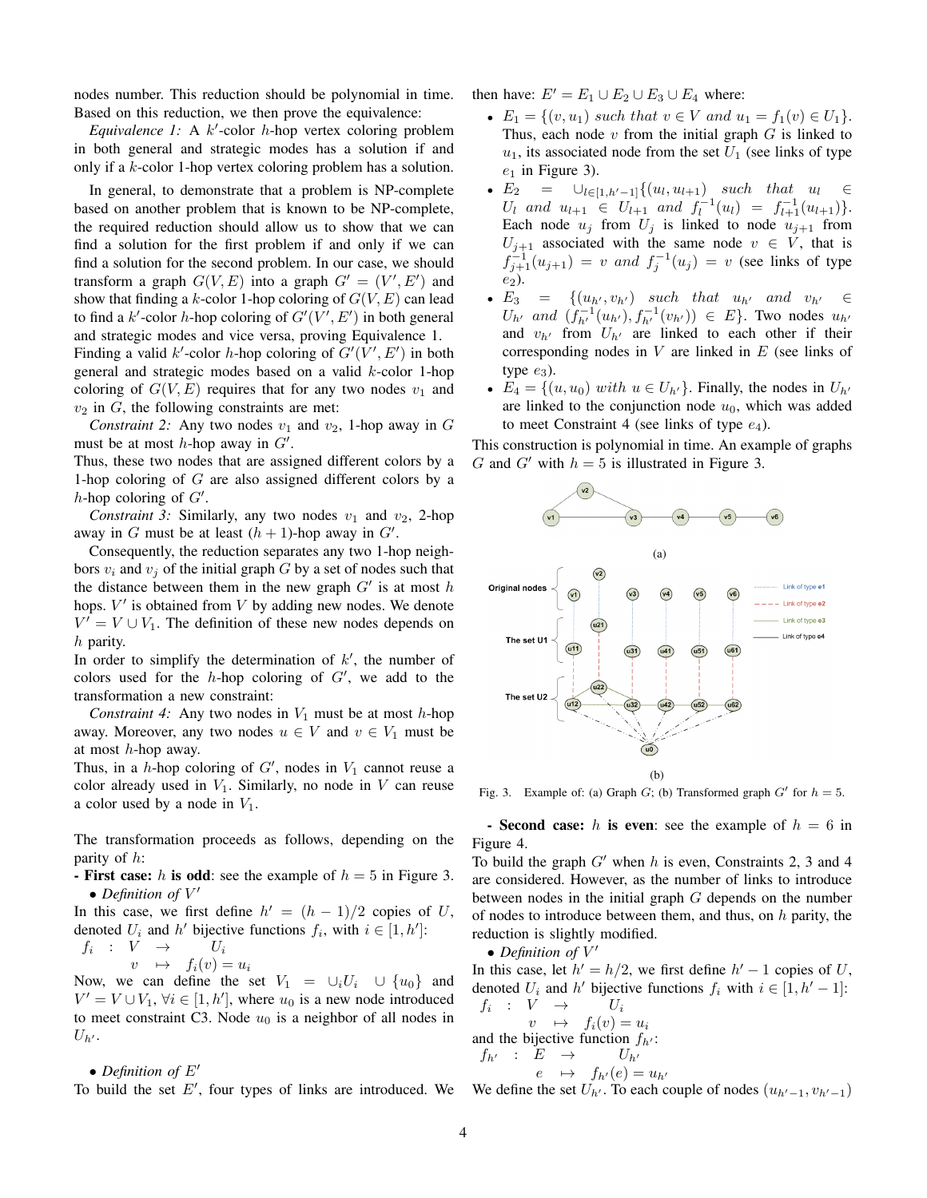nodes number. This reduction should be polynomial in time. Based on this reduction, we then prove the equivalence:

*Equivalence 1:* A $k'$-color $h$-hop vertex coloring problem in both general and strategic modes has a solution if and only if a $k$-color 1-hop vertex coloring problem has a solution.

In general, to demonstrate that a problem is NP-complete based on another problem that is known to be NP-complete, the required reduction should allow us to show that we can find a solution for the first problem if and only if we can find a solution for the second problem. In our case, we should transform a graph $G(V, E)$ into a graph $G' = (V', E')$ and show that finding a $k$-color 1-hop coloring of $G(V, E)$ can lead to find a $k'$-color $h$-hop coloring of $G'(V', E')$ in both general and strategic modes and vice versa, proving Equivalence 1.
Finding a valid $k'$-color $h$-hop coloring of $G'(V', E')$ in both general and strategic modes based on a valid $k$-color 1-hop coloring of $G(V, E)$ requires that for any two nodes $v_1$ and $v_2$ in $G$, the following constraints are met:

*Constraint 2:* Any two nodes $v_1$ and $v_2$, 1-hop away in $G$ must be at most $h$-hop away in $G'$.
Thus, these two nodes that are assigned different colors by a 1-hop coloring of $G$ are also assigned different colors by a $h$-hop coloring of $G'$.

*Constraint 3:* Similarly, any two nodes $v_1$ and $v_2$, 2-hop away in $G$ must be at least $(h + 1)$-hop away in $G'$.

Consequently, the reduction separates any two 1-hop neighbors $v_i$ and $v_j$ of the initial graph $G$ by a set of nodes such that the distance between them in the new graph $G'$ is at most $h$ hops. $V'$ is obtained from $V$ by adding new nodes. We denote $V' = V \cup V_1$. The definition of these new nodes depends on $h$ parity.
In order to simplify the determination of $k'$, the number of colors used for the $h$-hop coloring of $G'$, we add to the transformation a new constraint:

*Constraint 4:* Any two nodes in $V_1$ must be at most $h$-hop away. Moreover, any two nodes $u \in V$ and $v \in V_1$ must be at most $h$-hop away.
Thus, in a $h$-hop coloring of $G'$, nodes in $V_1$ cannot reuse a color already used in $V_1$. Similarly, no node in $V$ can reuse a color used by a node in $V_1$.

The transformation proceeds as follows, depending on the parity of $h$:

**- First case: $h$ is odd**: see the example of $h = 5$ in Figure 3.

• *Definition of $V'$*

In this case, we first define $h' = (h - 1)/2$ copies of $U$, denoted $U_i$ and $h'$ bijective functions $f_i$, with $i \in [1, h']$:

$$f_i \; : \; V \rightarrow U_i, \quad v \mapsto f_i(v) = u_i$$

Now, we can define the set $V_1 = \cup_i U_i \cup \{u_0\}$ and $V' = V \cup V_1$, $\forall i \in [1, h']$, where $u_0$ is a new node introduced to meet constraint C3. Node $u_0$ is a neighbor of all nodes in $U_{h'}$.

• *Definition of $E'$*

To build the set $E'$, four types of links are introduced. We then have: $E' = E_1 \cup E_2 \cup E_3 \cup E_4$ where:

- $E_1 = \{(v, u_1)$ *such that* $v \in V$ *and* $u_1 = f_1(v) \in U_1\}$. Thus, each node $v$ from the initial graph $G$ is linked to $u_1$, its associated node from the set $U_1$ (see links of type $e_1$ in Figure 3).
- $E_2 = \cup_{l \in [1, h'-1]} \{(u_l, u_{l+1})$ *such that* $u_l \in U_l$ *and* $u_{l+1} \in U_{l+1}$ *and* $f_l^{-1}(u_l) = f_{l+1}^{-1}(u_{l+1})\}$. Each node $u_j$ from $U_j$ is linked to node $u_{j+1}$ from $U_{j+1}$ associated with the same node $v \in V$, that is $f_{j+1}^{-1}(u_{j+1}) = v$ *and* $f_j^{-1}(u_j) = v$ (see links of type $e_2$).
- $E_3 = \{(u_{h'}, v_{h'})$ *such that* $u_{h'}$ *and* $v_{h'} \in U_{h'}$ *and* $(f_{h'}^{-1}(u_{h'}), f_{h'}^{-1}(v_{h'})) \in E\}$. Two nodes $u_{h'}$ and $v_{h'}$ from $U_{h'}$ are linked to each other if their corresponding nodes in $V$ are linked in $E$ (see links of type $e_3$).
- $E_4 = \{(u, u_0)$ *with* $u \in U_{h'}\}$. Finally, the nodes in $U_{h'}$ are linked to the conjunction node $u_0$, which was added to meet Constraint 4 (see links of type $e_4$).

This construction is polynomial in time. An example of graphs $G$ and $G'$ with $h = 5$ is illustrated in Figure 3.

Fig. 3. Example of: (a) Graph $G$; (b) Transformed graph $G'$ for $h = 5$.

**- Second case: $h$ is even**: see the example of $h = 6$ in Figure 4.
To build the graph $G'$ when $h$ is even, Constraints 2, 3 and 4 are considered. However, as the number of links to introduce between nodes in the initial graph $G$ depends on the number of nodes to introduce between them, and thus, on $h$ parity, the reduction is slightly modified.

• *Definition of $V'$*

In this case, let $h' = h/2$, we first define $h' - 1$ copies of $U$, denoted $U_i$ and $h'$ bijective functions $f_i$ with $i \in [1, h' - 1]$:

$$f_i \; : \; V \rightarrow U_i, \quad v \mapsto f_i(v) = u_i$$

and the bijective function $f_{h'}$:

$$f_{h'} \; : \; E \rightarrow U_{h'}, \quad e \mapsto f_{h'}(e) = u_{h'}$$

We define the set $U_{h'}$. To each couple of nodes $(u_{h'-1}, v_{h'-1})$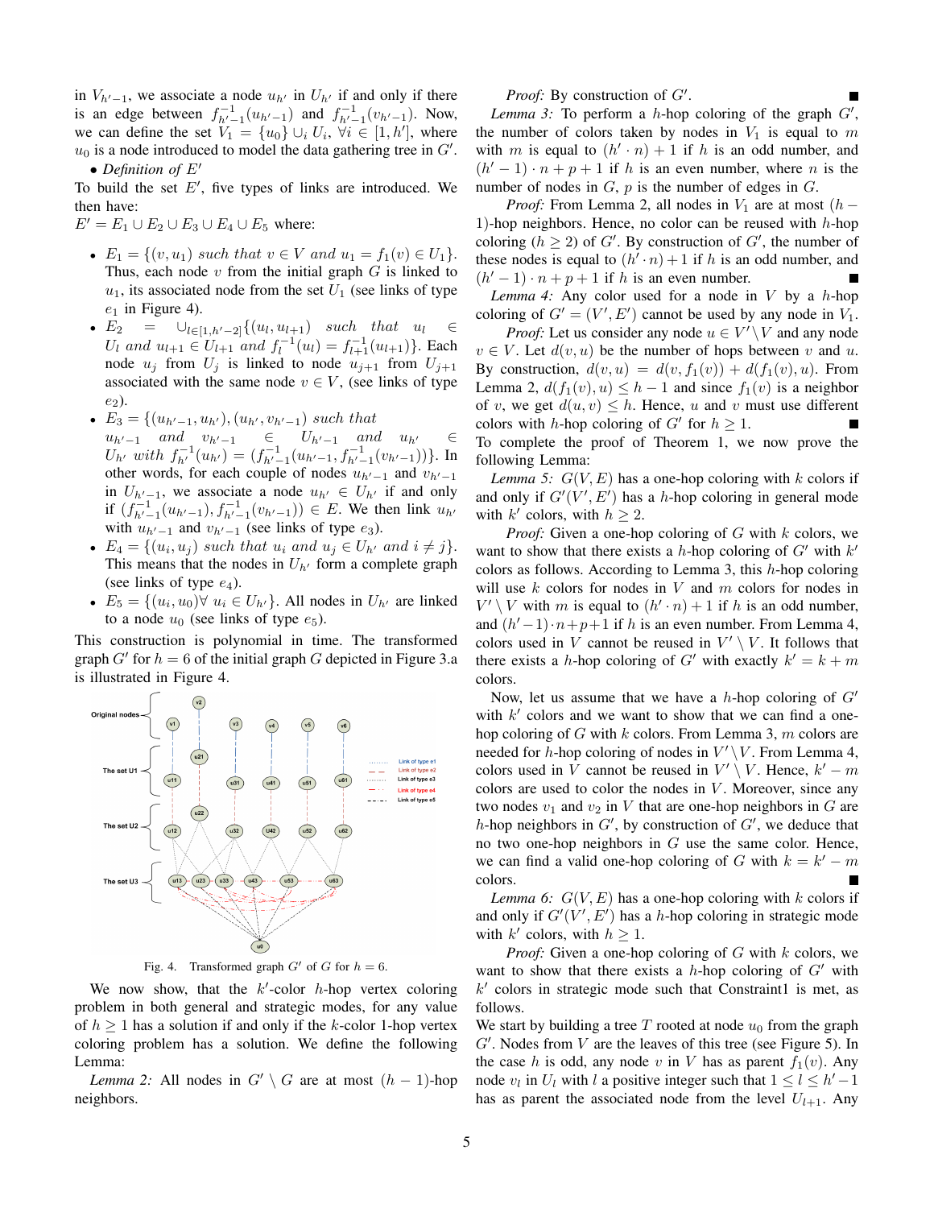in $V_{h'-1}$, we associate a node $u_{h'}$ in $U_{h'}$ if and only if there is an edge between $f^{-1}_{h'-1}(u_{h'-1})$ and $f^{-1}_{h'-1}(v_{h'-1})$. Now, we can define the set $V_1 = \{u_0\} \cup_i U_i$, $\forall i \in [1, h']$, where $u_0$ is a node introduced to model the data gathering tree in $G'$.

• *Definition of* $E'$

To build the set $E'$, five types of links are introduced. We then have:

$E' = E_1 \cup E_2 \cup E_3 \cup E_4 \cup E_5$ where:

- $E_1 = \{(v, u_1)$ *such that* $v \in V$ *and* $u_1 = f_1(v) \in U_1\}$. Thus, each node $v$ from the initial graph $G$ is linked to $u_1$, its associated node from the set $U_1$ (see links of type $e_1$ in Figure 4).
- $E_2 = \cup_{l \in [1,h'-2]}\{(u_l, u_{l+1})$ *such that* $u_l \in U_l$ *and* $u_{l+1} \in U_{l+1}$ *and* $f^{-1}_l(u_l) = f^{-1}_{l+1}(u_{l+1})\}$. Each node $u_j$ from $U_j$ is linked to node $u_{j+1}$ from $U_{j+1}$ associated with the same node $v \in V$, (see links of type $e_2$).
- $E_3 = \{(u_{h'-1}, u_{h'}), (u_{h'}, v_{h'-1})$ *such that* $u_{h'-1}$ *and* $v_{h'-1} \in U_{h'-1}$ *and* $u_{h'} \in U_{h'}$ *with* $f^{-1}_{h'}(u_{h'}) = (f^{-1}_{h'-1}(u_{h'-1}), f^{-1}_{h'-1}(v_{h'-1}))\}$. In other words, for each couple of nodes $u_{h'-1}$ and $v_{h'-1}$ in $U_{h'-1}$, we associate a node $u_{h'} \in U_{h'}$ if and only if $(f^{-1}_{h'-1}(u_{h'-1}), f^{-1}_{h'-1}(v_{h'-1})) \in E$. We then link $u_{h'}$ with $u_{h'-1}$ and $v_{h'-1}$ (see links of type $e_3$).
- $E_4 = \{(u_i, u_j)$ *such that* $u_i$ *and* $u_j \in U_{h'}$ *and* $i \neq j\}$. This means that the nodes in $U_{h'}$ form a complete graph (see links of type $e_4$).
- $E_5 = \{(u_i, u_0) \forall\ u_i \in U_{h'}\}$. All nodes in $U_{h'}$ are linked to a node $u_0$ (see links of type $e_5$).

This construction is polynomial in time. The transformed graph $G'$ for $h = 6$ of the initial graph $G$ depicted in Figure 3.a is illustrated in Figure 4.

Fig. 4. Transformed graph $G'$ of $G$ for $h = 6$.

We now show, that the $k'$-color $h$-hop vertex coloring problem in both general and strategic modes, for any value of $h \geq 1$ has a solution if and only if the $k$-color 1-hop vertex coloring problem has a solution. We define the following Lemma:

*Lemma 2:* All nodes in $G' \setminus G$ are at most $(h-1)$-hop neighbors.

*Proof:* By construction of $G'$. ∎

*Lemma 3:* To perform a $h$-hop coloring of the graph $G'$, the number of colors taken by nodes in $V_1$ is equal to $m$ with $m$ is equal to $(h' \cdot n) + 1$ if $h$ is an odd number, and $(h'-1) \cdot n + p + 1$ if $h$ is an even number, where $n$ is the number of nodes in $G$, $p$ is the number of edges in $G$.

*Proof:* From Lemma 2, all nodes in $V_1$ are at most $(h-1)$-hop neighbors. Hence, no color can be reused with $h$-hop coloring $(h \geq 2)$ of $G'$. By construction of $G'$, the number of these nodes is equal to $(h' \cdot n) + 1$ if $h$ is an odd number, and $(h'-1) \cdot n + p + 1$ if $h$ is an even number. ∎

*Lemma 4:* Any color used for a node in $V$ by a $h$-hop coloring of $G' = (V', E')$ cannot be used by any node in $V_1$.

*Proof:* Let us consider any node $u \in V' \setminus V$ and any node $v \in V$. Let $d(v, u)$ be the number of hops between $v$ and $u$. By construction, $d(v, u) = d(v, f_1(v)) + d(f_1(v), u)$. From Lemma 2, $d(f_1(v), u) \leq h - 1$ and since $f_1(v)$ is a neighbor of $v$, we get $d(u, v) \leq h$. Hence, $u$ and $v$ must use different colors with $h$-hop coloring of $G'$ for $h \geq 1$. ∎

To complete the proof of Theorem 1, we now prove the following Lemma:

*Lemma 5:* $G(V, E)$ has a one-hop coloring with $k$ colors if and only if $G'(V', E')$ has a $h$-hop coloring in general mode with $k'$ colors, with $h \geq 2$.

*Proof:* Given a one-hop coloring of $G$ with $k$ colors, we want to show that there exists a $h$-hop coloring of $G'$ with $k'$ colors as follows. According to Lemma 3, this $h$-hop coloring will use $k$ colors for nodes in $V$ and $m$ colors for nodes in $V' \setminus V$ with $m$ is equal to $(h' \cdot n) + 1$ if $h$ is an odd number, and $(h'-1) \cdot n + p + 1$ if $h$ is an even number. From Lemma 4, colors used in $V$ cannot be reused in $V' \setminus V$. It follows that there exists a $h$-hop coloring of $G'$ with exactly $k' = k + m$ colors.

Now, let us assume that we have a $h$-hop coloring of $G'$ with $k'$ colors and we want to show that we can find a one-hop coloring of $G$ with $k$ colors. From Lemma 3, $m$ colors are needed for $h$-hop coloring of nodes in $V' \setminus V$. From Lemma 4, colors used in $V$ cannot be reused in $V' \setminus V$. Hence, $k' - m$ colors are used to color the nodes in $V$. Moreover, since any two nodes $v_1$ and $v_2$ in $V$ that are one-hop neighbors in $G$ are $h$-hop neighbors in $G'$, by construction of $G'$, we deduce that no two one-hop neighbors in $G$ use the same color. Hence, we can find a valid one-hop coloring of $G$ with $k = k' - m$ colors. ∎

*Lemma 6:* $G(V, E)$ has a one-hop coloring with $k$ colors if and only if $G'(V', E')$ has a $h$-hop coloring in strategic mode with $k'$ colors, with $h \geq 1$.

*Proof:* Given a one-hop coloring of $G$ with $k$ colors, we want to show that there exists a $h$-hop coloring of $G'$ with $k'$ colors in strategic mode such that Constraint1 is met, as follows.

We start by building a tree $T$ rooted at node $u_0$ from the graph $G'$. Nodes from $V$ are the leaves of this tree (see Figure 5). In the case $h$ is odd, any node $v$ in $V$ has as parent $f_1(v)$. Any node $v_l$ in $U_l$ with $l$ a positive integer such that $1 \leq l \leq h'-1$ has as parent the associated node from the level $U_{l+1}$. Any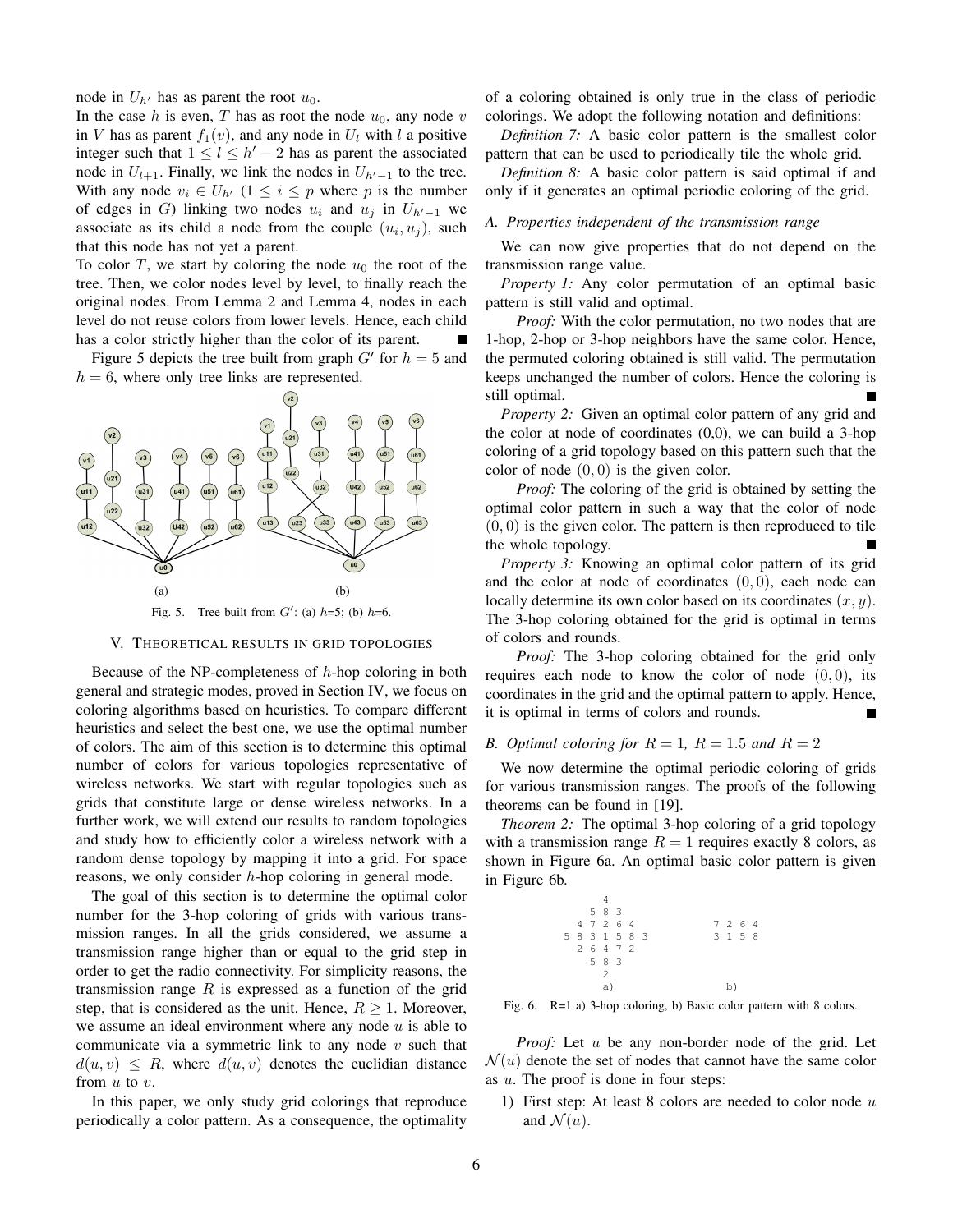node in $U_{h'}$ has as parent the root $u_0$.

In the case $h$ is even, $T$ has as root the node $u_0$, any node $v$ in $V$ has as parent $f_1(v)$, and any node in $U_l$ with $l$ a positive integer such that $1 \leq l \leq h' - 2$ has as parent the associated node in $U_{l+1}$. Finally, we link the nodes in $U_{h'-1}$ to the tree. With any node $v_i \in U_{h'}$ ($1 \leq i \leq p$ where $p$ is the number of edges in $G$) linking two nodes $u_i$ and $u_j$ in $U_{h'-1}$ we associate as its child a node from the couple $(u_i, u_j)$, such that this node has not yet a parent.

To color $T$, we start by coloring the node $u_0$ the root of the tree. Then, we color nodes level by level, to finally reach the original nodes. From Lemma 2 and Lemma 4, nodes in each level do not reuse colors from lower levels. Hence, each child has a color strictly higher than the color of its parent. ∎

Figure 5 depicts the tree built from graph $G'$ for $h = 5$ and $h = 6$, where only tree links are represented.

Fig. 5. Tree built from $G'$: (a) $h$=5; (b) $h$=6.

## V. Theoretical results in grid topologies

Because of the NP-completeness of $h$-hop coloring in both general and strategic modes, proved in Section IV, we focus on coloring algorithms based on heuristics. To compare different heuristics and select the best one, we use the optimal number of colors. The aim of this section is to determine this optimal number of colors for various topologies representative of wireless networks. We start with regular topologies such as grids that constitute large or dense wireless networks. In a further work, we will extend our results to random topologies and study how to efficiently color a wireless network with a random dense topology by mapping it into a grid. For space reasons, we only consider $h$-hop coloring in general mode.

The goal of this section is to determine the optimal color number for the 3-hop coloring of grids with various transmission ranges. In all the grids considered, we assume a transmission range higher than or equal to the grid step in order to get the radio connectivity. For simplicity reasons, the transmission range $R$ is expressed as a function of the grid step, that is considered as the unit. Hence, $R \geq 1$. Moreover, we assume an ideal environment where any node $u$ is able to communicate via a symmetric link to any node $v$ such that $d(u, v) \leq R$, where $d(u, v)$ denotes the euclidian distance from $u$ to $v$.

In this paper, we only study grid colorings that reproduce periodically a color pattern. As a consequence, the optimality of a coloring obtained is only true in the class of periodic colorings. We adopt the following notation and definitions:

*Definition 7:* A basic color pattern is the smallest color pattern that can be used to periodically tile the whole grid.

*Definition 8:* A basic color pattern is said optimal if and only if it generates an optimal periodic coloring of the grid.

### A. Properties independent of the transmission range

We can now give properties that do not depend on the transmission range value.

*Property 1:* Any color permutation of an optimal basic pattern is still valid and optimal.

*Proof:* With the color permutation, no two nodes that are 1-hop, 2-hop or 3-hop neighbors have the same color. Hence, the permuted coloring obtained is still valid. The permutation keeps unchanged the number of colors. Hence the coloring is still optimal. ∎

*Property 2:* Given an optimal color pattern of any grid and the color at node of coordinates (0,0), we can build a 3-hop coloring of a grid topology based on this pattern such that the color of node $(0, 0)$ is the given color.

*Proof:* The coloring of the grid is obtained by setting the optimal color pattern in such a way that the color of node $(0, 0)$ is the given color. The pattern is then reproduced to tile the whole topology. ∎

*Property 3:* Knowing an optimal color pattern of its grid and the color at node of coordinates $(0, 0)$, each node can locally determine its own color based on its coordinates $(x, y)$. The 3-hop coloring obtained for the grid is optimal in terms of colors and rounds.

*Proof:* The 3-hop coloring obtained for the grid only requires each node to know the color of node $(0, 0)$, its coordinates in the grid and the optimal pattern to apply. Hence, it is optimal in terms of colors and rounds. ∎

### B. Optimal coloring for $R = 1$, $R = 1.5$ and $R = 2$

We now determine the optimal periodic coloring of grids for various transmission ranges. The proofs of the following theorems can be found in [19].

*Theorem 2:* The optimal 3-hop coloring of a grid topology with a transmission range $R = 1$ requires exactly 8 colors, as shown in Figure 6a. An optimal basic color pattern is given in Figure 6b.

```
        4
      5 8 3
    4 7 2 6 4                7 2 6 4
  5 8 3 1 5 8 3              3 1 5 8
    2 6 4 7 2
      5 8 3
        2
        a)                      b)
```

Fig. 6. R=1 a) 3-hop coloring, b) Basic color pattern with 8 colors.

*Proof:* Let $u$ be any non-border node of the grid. Let $\mathcal{N}(u)$ denote the set of nodes that cannot have the same color as $u$. The proof is done in four steps:

1) First step: At least 8 colors are needed to color node $u$ and $\mathcal{N}(u)$.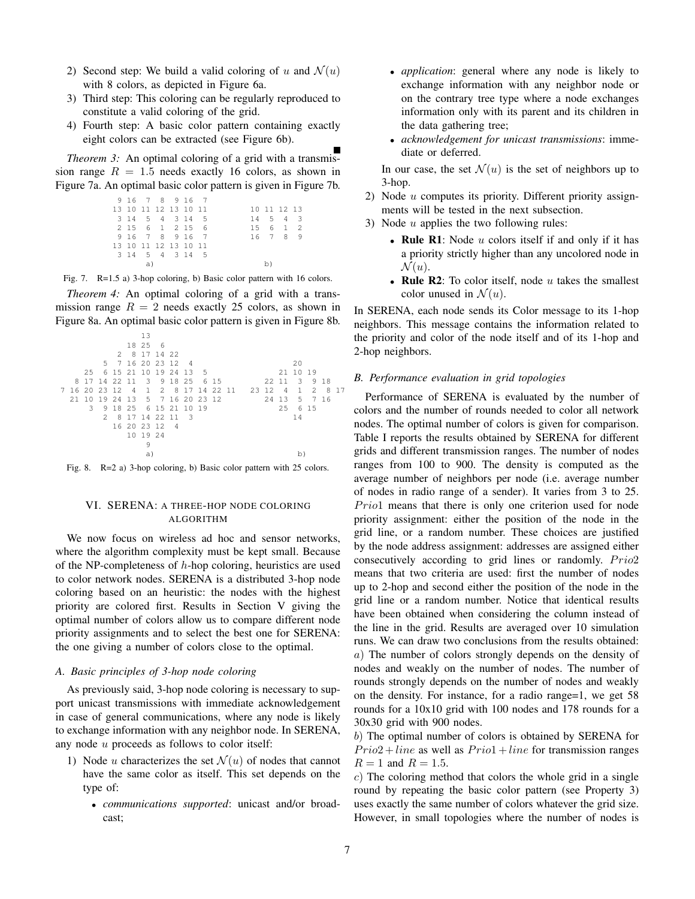2) Second step: We build a valid coloring of $u$ and $\mathcal{N}(u)$ with 8 colors, as depicted in Figure 6a.
3) Third step: This coloring can be regularly reproduced to constitute a valid coloring of the grid.
4) Fourth step: A basic color pattern containing exactly eight colors can be extracted (see Figure 6b). ■

*Theorem 3:* An optimal coloring of a grid with a transmission range $R = 1.5$ needs exactly 16 colors, as shown in Figure 7a. An optimal basic color pattern is given in Figure 7b.

```
 9 16  7  8  9 16  7
13 10 11 12 13 10 11        10 11 12 13
 3 14  5  4  3 14  5        14  5  4  3
 2 15  6  1  2 15  6        15  6  1  2
 9 16  7  8  9 16  7        16  7  8  9
13 10 11 12 13 10 11
 3 14  5  4  3 14  5
          a)                     b)
```

Fig. 7. R=1.5 a) 3-hop coloring, b) Basic color pattern with 16 colors.

*Theorem 4:* An optimal coloring of a grid with a transmission range $R = 2$ needs exactly 25 colors, as shown in Figure 8a. An optimal basic color pattern is given in Figure 8b.

```
                  13
               18 25  6
            2  8 17 14 22
         5  7 16 20 23 12  4                       20
      25  6 15 21 10 19 24 13  5                21 10 19
   8 17 14 22 11  3  9 18 25  6 15           22 11  3  9 18
7 16 20 23 12  4  1  2  8 17 14 22 11     23 12  4  1  2  8 17
  21 10 19 24 13  5  7 16 20 23 12           24 13  5  7 16
      3  9 18 25  6 15 21 10 19                 25  6 15
         2  8 17 14 22 11  3                       14
           16 20 23 12  4
              10 19 24
                  9
                  a)                               b)
```

Fig. 8. R=2 a) 3-hop coloring, b) Basic color pattern with 25 colors.

## VI. SERENA: A THREE-HOP NODE COLORING ALGORITHM

We now focus on wireless ad hoc and sensor networks, where the algorithm complexity must be kept small. Because of the NP-completeness of $h$-hop coloring, heuristics are used to color network nodes. SERENA is a distributed 3-hop node coloring based on an heuristic: the nodes with the highest priority are colored first. Results in Section V giving the optimal number of colors allow us to compare different node priority assignments and to select the best one for SERENA: the one giving a number of colors close to the optimal.

### A. Basic principles of 3-hop node coloring

As previously said, 3-hop node coloring is necessary to support unicast transmissions with immediate acknowledgement in case of general communications, where any node is likely to exchange information with any neighbor node. In SERENA, any node $u$ proceeds as follows to color itself:

1) Node $u$ characterizes the set $\mathcal{N}(u)$ of nodes that cannot have the same color as itself. This set depends on the type of:
   - *communications supported*: unicast and/or broadcast;
   - *application*: general where any node is likely to exchange information with any neighbor node or on the contrary tree type where a node exchanges information only with its parent and its children in the data gathering tree;
   - *acknowledgement for unicast transmissions*: immediate or deferred.

   In our case, the set $\mathcal{N}(u)$ is the set of neighbors up to 3-hop.
2) Node $u$ computes its priority. Different priority assignments will be tested in the next subsection.
3) Node $u$ applies the two following rules:
   - **Rule R1**: Node $u$ colors itself if and only if it has a priority strictly higher than any uncolored node in $\mathcal{N}(u)$.
   - **Rule R2**: To color itself, node $u$ takes the smallest color unused in $\mathcal{N}(u)$.

In SERENA, each node sends its Color message to its 1-hop neighbors. This message contains the information related to the priority and color of the node itself and of its 1-hop and 2-hop neighbors.

### B. Performance evaluation in grid topologies

Performance of SERENA is evaluated by the number of colors and the number of rounds needed to color all network nodes. The optimal number of colors is given for comparison. Table I reports the results obtained by SERENA for different grids and different transmission ranges. The number of nodes ranges from 100 to 900. The density is computed as the average number of neighbors per node (i.e. average number of nodes in radio range of a sender). It varies from 3 to 25. $Prio1$ means that there is only one criterion used for node priority assignment: either the position of the node in the grid line, or a random number. These choices are justified by the node address assignment: addresses are assigned either consecutively according to grid lines or randomly. $Prio2$ means that two criteria are used: first the number of nodes up to 2-hop and second either the position of the node in the grid line or a random number. Notice that identical results have been obtained when considering the column instead of the line in the grid. Results are averaged over 10 simulation runs. We can draw two conclusions from the results obtained:

$a)$ The number of colors strongly depends on the density of nodes and weakly on the number of nodes. The number of rounds strongly depends on the number of nodes and weakly on the density. For instance, for a radio range=1, we get 58 rounds for a 10x10 grid with 100 nodes and 178 rounds for a 30x30 grid with 900 nodes.

$b)$ The optimal number of colors is obtained by SERENA for $Prio2 + line$ as well as $Prio1 + line$ for transmission ranges $R = 1$ and $R = 1.5$.

$c)$ The coloring method that colors the whole grid in a single round by repeating the basic color pattern (see Property 3) uses exactly the same number of colors whatever the grid size. However, in small topologies where the number of nodes is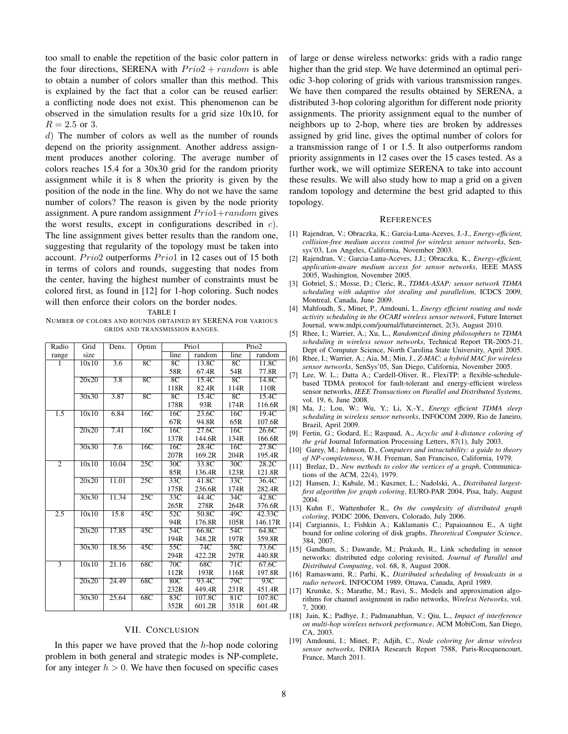too small to enable the repetition of the basic color pattern in the four directions, SERENA with $Prio2 + random$ is able to obtain a number of colors smaller than this method. This is explained by the fact that a color can be reused earlier: a conflicting node does not exist. This phenomenon can be observed in the simulation results for a grid size 10x10, for $R = 2.5$ or 3.

$d$) The number of colors as well as the number of rounds depend on the priority assignment. Another address assignment produces another coloring. The average number of colors reaches 15.4 for a 30x30 grid for the random priority assignment while it is 8 when the priority is given by the position of the node in the line. Why do not we have the same number of colors? The reason is given by the node priority assignment. A pure random assignment $Prio1$+$random$ gives the worst results, except in configurations described in $c$). The line assignment gives better results than the random one, suggesting that regularity of the topology must be taken into account. $Prio2$ outperforms $Prio1$ in 12 cases out of 15 both in terms of colors and rounds, suggesting that nodes from the center, having the highest number of constraints must be colored first, as found in [12] for 1-hop coloring. Such nodes will then enforce their colors on the border nodes.

TABLE I
NUMBER OF COLORS AND ROUNDS OBTAINED BY SERENA FOR VARIOUS GRIDS AND TRANSMISSION RANGES.

| Radio range | Grid size | Dens. | Optim | Prio1 | | Prio2 | |
|---|---|---|---|---|---|---|---|
| | | | | line | random | line | random |
| 1 | 10x10 | 3.6 | 8C | 8C | 13.8C | 8C | 11.8C |
| | | | | 58R | 67.4R | 54R | 77.8R |
| | 20x20 | 3.8 | 8C | 8C | 15.4C | 8C | 14.8C |
| | | | | 118R | 82.4R | 114R | 110R |
| | 30x30 | 3.87 | 8C | 8C | 15.4C | 8C | 15.4C |
| | | | | 178R | 93R | 174R | 116.6R |
| 1.5 | 10x10 | 6.84 | 16C | 16C | 23.6C | 16C | 19.4C |
| | | | | 67R | 94.8R | 65R | 107.6R |
| | 20x20 | 7.41 | 16C | 16C | 27.6C | 16C | 26.6C |
| | | | | 137R | 144.6R | 134R | 166.6R |
| | 30x30 | 7.6 | 16C | 16C | 28.4C | 16C | 27.8C |
| | | | | 207R | 169.2R | 204R | 195.4R |
| 2 | 10x10 | 10.04 | 25C | 30C | 33.8C | 30C | 28.2C |
| | | | | 85R | 136.4R | 123R | 121.8R |
| | 20x20 | 11.01 | 25C | 33C | 41.8C | 33C | 36.4C |
| | | | | 175R | 236.6R | 174R | 282.4R |
| | 30x30 | 11.34 | 25C | 33C | 44.4C | 34C | 42.8C |
| | | | | 265R | 278R | 264R | 376.6R |
| 2.5 | 10x10 | 15.8 | 45C | 52C | 50.8C | 49C | 42.33C |
| | | | | 94R | 176.8R | 105R | 146.17R |
| | 20x20 | 17.85 | 45C | 54C | 66.8C | 54C | 64.8C |
| | | | | 194R | 348.2R | 197R | 359.8R |
| | 30x30 | 18.56 | 45C | 55C | 74C | 58C | 73.6C |
| | | | | 294R | 422.2R | 297R | 440.8R |
| 3 | 10x10 | 21.16 | 68C | 70C | 68C | 71C | 67.6C |
| | | | | 112R | 193R | 116R | 197.8R |
| | 20x20 | 24.49 | 68C | 80C | 93.4C | 79C | 93C |
| | | | | 232R | 449.4R | 231R | 451.4R |
| | 30x30 | 25.64 | 68C | 83C | 107.8C | 81C | 107.8C |
| | | | | 352R | 601.2R | 351R | 601.4R |

## VII. CONCLUSION

In this paper we have proved that the $h$-hop node coloring problem in both general and strategic modes is NP-complete, for any integer $h > 0$. We have then focused on specific cases of large or dense wireless networks: grids with a radio range higher than the grid step. We have determined an optimal periodic 3-hop coloring of grids with various transmission ranges. We have then compared the results obtained by SERENA, a distributed 3-hop coloring algorithm for different node priority assignments. The priority assignment equal to the number of neighbors up to 2-hop, where ties are broken by addresses assigned by grid line, gives the optimal number of colors for a transmission range of 1 or 1.5. It also outperforms random priority assignments in 12 cases over the 15 cases tested. As a further work, we will optimize SERENA to take into account these results. We will also study how to map a grid on a given random topology and determine the best grid adapted to this topology.

## REFERENCES

[1] Rajendran, V.; Obraczka, K.; Garcia-Luna-Aceves, J.-J., *Energy-efficient, collision-free medium access control for wireless sensor networks*, Sensys'03, Los Angeles, California, November 2003.

[2] Rajendran, V.; Garcia-Luna-Aceves, J.J.; Obraczka, K., *Energy-efficient, application-aware medium access for sensor networks*, IEEE MASS 2005, Washington, November 2005.

[3] Gobriel, S.; Mosse, D.; Cleric, R., *TDMA-ASAP: sensor network TDMA scheduling with adaptive slot stealing and parallelism*, ICDCS 2009, Montreal, Canada, June 2009.

[4] Mahfoudh, S., Minet, P., Amdouni, I., *Energy efficient routing and node activity scheduling in the OCARI wireless sensor network*, Future Internet Journal, www.mdpi.com/journal/futureinternet, 2(3), August 2010.

[5] Rhee, I.; Warrier, A.; Xu, L., *Randomized dining philosophers to TDMA scheduling in wireless sensor networks*, Technical Report TR-2005-21, Dept of Computer Science, North Carolina State University, April 2005.

[6] Rhee, I.; Warrier, A.; Aia, M.; Min, J., *Z-MAC: a hybrid MAC for wireless sensor networks*, SenSys'05, San Diego, California, November 2005.

[7] Lee, W. L.; Datta A.; Cardell-Oliver, R., FlexiTP: a flexible-schedule-based TDMA protocol for fault-tolerant and energy-efficient wireless sensor networks, *IEEE Transactions on Parallel and Distributed Systems*, vol. 19, 6, June 2008.

[8] Ma, J.; Lou, W.; Wu, Y.; Li, X.-Y., *Energy efficient TDMA sleep scheduling in wireless sensor networks*, INFOCOM 2009, Rio de Janeiro, Brazil, April 2009.

[9] Fertin, G.; Godard, E.; Raspaud, A., *Acyclic and k-distance coloring of the grid* Journal Information Processing Letters, 87(1), July 2003.

[10] Garey, M.; Johnson, D., *Computers and intractability: a guide to theory of NP-completeness*, W.H. Freeman, San Francisco, California, 1979.

[11] Brelaz, D., *New methods to color the vertices of a graph*, Communications of the ACM, 22(4), 1979.

[12] Hansen, J.; Kubale, M.; Kuszner, L.; Nadolski, A., *Distributed largest-first algorithm for graph coloring*, EURO-PAR 2004, Pisa, Italy, August 2004.

[13] Kuhn F., Wattenhofer R., *On the complexity of distributed graph coloring*, PODC 2006, Denvers, Colorado, July 2006.

[14] Cargiannis, I.; Fishkin A.; Kaklamanis C.; Papaioannou E., A tight bound for online coloring of disk graphs, *Theoretical Computer Science*, 384, 2007.

[15] Gandham, S.; Dawande, M.; Prakash, R., Link scheduling in sensor networks: distributed edge coloring revisited, *Journal of Parallel and Distributed Computing*, vol. 68, 8, August 2008.

[16] Ramaswami, R.; Parhi, K., *Distributed scheduling of broadcasts in a radio network*, INFOCOM 1989, Ottawa, Canada, April 1989.

[17] Krumke, S.; Marathe, M.; Ravi, S., Models and approximation algorithms for channel assignment in radio networks, *Wireless Networks*, vol. 7, 2000.

[18] Jain, K.; Padhye, J.; Padmanabhan, V.; Qiu, L., *Impact of interference on multi-hop wireless network performance*, ACM MobiCom, San Diego, CA, 2003.

[19] Amdouni, I.; Minet, P.; Adjih, C., *Node coloring for dense wireless sensor networks*, INRIA Research Report 7588, Paris-Rocquencourt, France, March 2011.